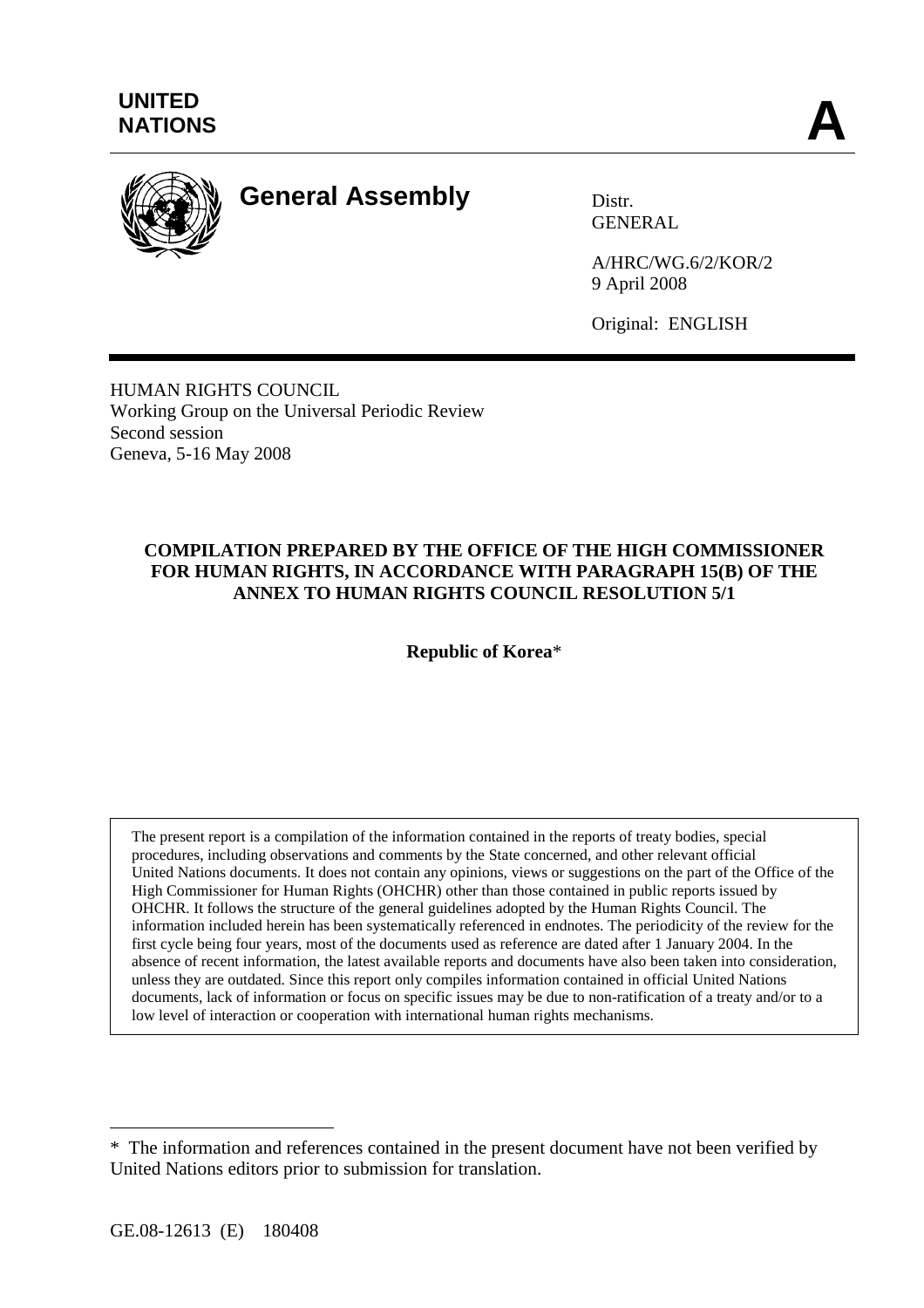**UNITED NATIONS** **A**

# General Assembly

Distr.
GENERAL

A/HRC/WG.6/2/KOR/2
9 April 2008

Original: ENGLISH

HUMAN RIGHTS COUNCIL
Working Group on the Universal Periodic Review
Second session
Geneva, 5-16 May 2008

## COMPILATION PREPARED BY THE OFFICE OF THE HIGH COMMISSIONER FOR HUMAN RIGHTS, IN ACCORDANCE WITH PARAGRAPH 15(B) OF THE ANNEX TO HUMAN RIGHTS COUNCIL RESOLUTION 5/1

**Republic of Korea***

The present report is a compilation of the information contained in the reports of treaty bodies, special procedures, including observations and comments by the State concerned, and other relevant official United Nations documents. It does not contain any opinions, views or suggestions on the part of the Office of the High Commissioner for Human Rights (OHCHR) other than those contained in public reports issued by OHCHR. It follows the structure of the general guidelines adopted by the Human Rights Council. The information included herein has been systematically referenced in endnotes. The periodicity of the review for the first cycle being four years, most of the documents used as reference are dated after 1 January 2004. In the absence of recent information, the latest available reports and documents have also been taken into consideration, unless they are outdated. Since this report only compiles information contained in official United Nations documents, lack of information or focus on specific issues may be due to non-ratification of a treaty and/or to a low level of interaction or cooperation with international human rights mechanisms.

---

* The information and references contained in the present document have not been verified by United Nations editors prior to submission for translation.

GE.08-12613 (E) 180408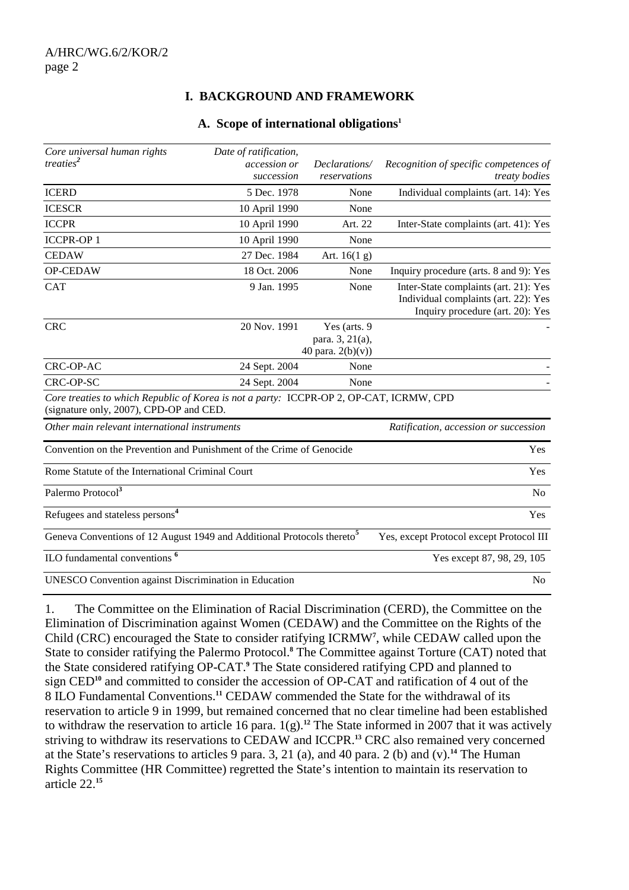## I. BACKGROUND AND FRAMEWORK

### A. Scope of international obligations[1]

| *Core universal human rights treaties*[2] | *Date of ratification, accession or succession* | *Declarations/ reservations* | *Recognition of specific competences of treaty bodies* |
|---|---|---|---|
| ICERD | 5 Dec. 1978 | None | Individual complaints (art. 14): Yes |
| ICESCR | 10 April 1990 | None | |
| ICCPR | 10 April 1990 | Art. 22 | Inter-State complaints (art. 41): Yes |
| ICCPR-OP 1 | 10 April 1990 | None | |
| CEDAW | 27 Dec. 1984 | Art. 16(1 g) | |
| OP-CEDAW | 18 Oct. 2006 | None | Inquiry procedure (arts. 8 and 9): Yes |
| CAT | 9 Jan. 1995 | None | Inter-State complaints (art. 21): Yes<br>Individual complaints (art. 22): Yes<br>Inquiry procedure (art. 20): Yes |
| CRC | 20 Nov. 1991 | Yes (arts. 9 para. 3, 21(a), 40 para. 2(b)(v)) | - |
| CRC-OP-AC | 24 Sept. 2004 | None | - |
| CRC-OP-SC | 24 Sept. 2004 | None | - |

*Core treaties to which Republic of Korea is not a party:* ICCPR-OP 2, OP-CAT, ICRMW, CPD (signature only, 2007), CPD-OP and CED.

| *Other main relevant international instruments* | *Ratification, accession or succession* |
|---|---|
| Convention on the Prevention and Punishment of the Crime of Genocide | Yes |
| Rome Statute of the International Criminal Court | Yes |
| Palermo Protocol[3] | No |
| Refugees and stateless persons[4] | Yes |
| Geneva Conventions of 12 August 1949 and Additional Protocols thereto[5] | Yes, except Protocol except Protocol III |
| ILO fundamental conventions [6] | Yes except 87, 98, 29, 105 |
| UNESCO Convention against Discrimination in Education | No |

1. The Committee on the Elimination of Racial Discrimination (CERD), the Committee on the Elimination of Discrimination against Women (CEDAW) and the Committee on the Rights of the Child (CRC) encouraged the State to consider ratifying ICRMW[7], while CEDAW called upon the State to consider ratifying the Palermo Protocol.[8] The Committee against Torture (CAT) noted that the State considered ratifying OP-CAT.[9] The State considered ratifying CPD and planned to sign CED[10] and committed to consider the accession of OP-CAT and ratification of 4 out of the 8 ILO Fundamental Conventions.[11] CEDAW commended the State for the withdrawal of its reservation to article 9 in 1999, but remained concerned that no clear timeline had been established to withdraw the reservation to article 16 para. 1(g).[12] The State informed in 2007 that it was actively striving to withdraw its reservations to CEDAW and ICCPR.[13] CRC also remained very concerned at the State's reservations to articles 9 para. 3, 21 (a), and 40 para. 2 (b) and (v).[14] The Human Rights Committee (HR Committee) regretted the State's intention to maintain its reservation to article 22.[15]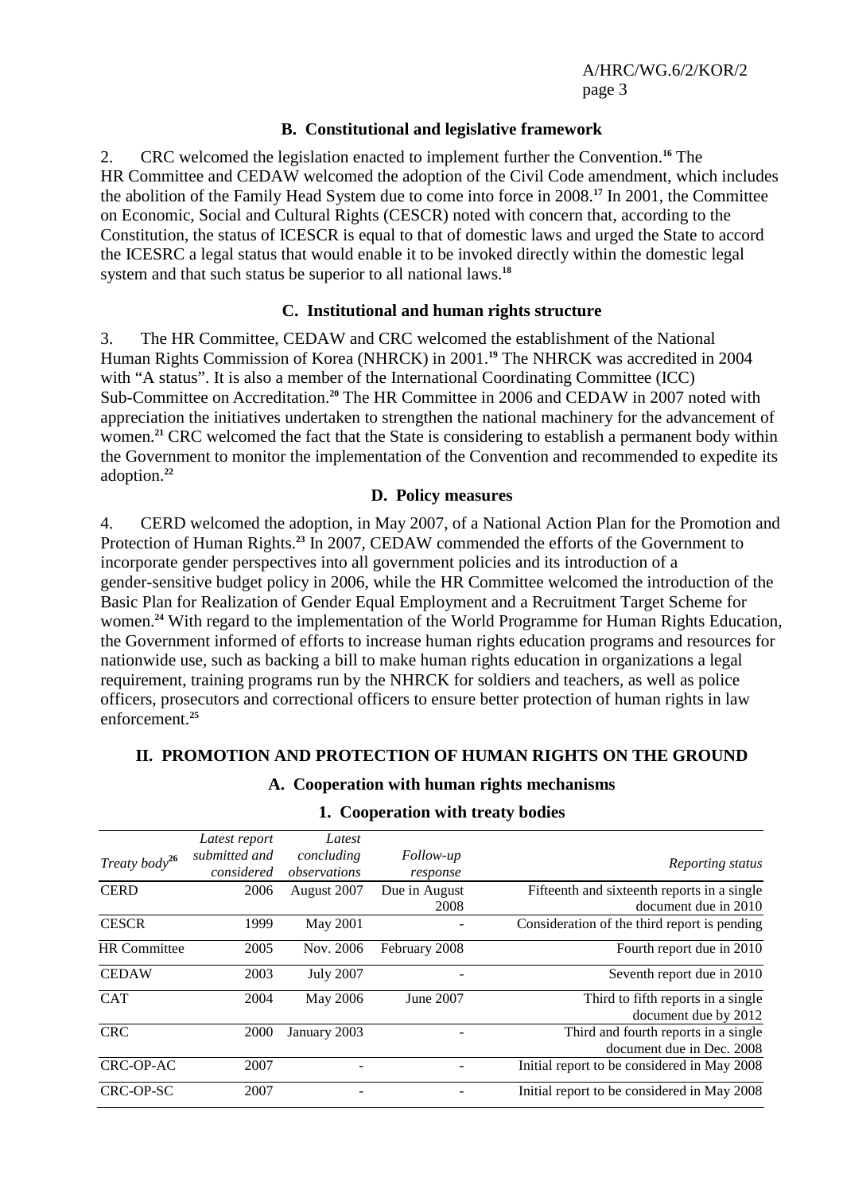### B. Constitutional and legislative framework

2. CRC welcomed the legislation enacted to implement further the Convention.[16] The HR Committee and CEDAW welcomed the adoption of the Civil Code amendment, which includes the abolition of the Family Head System due to come into force in 2008.[17] In 2001, the Committee on Economic, Social and Cultural Rights (CESCR) noted with concern that, according to the Constitution, the status of ICESCR is equal to that of domestic laws and urged the State to accord the ICESRC a legal status that would enable it to be invoked directly within the domestic legal system and that such status be superior to all national laws.[18]

### C. Institutional and human rights structure

3. The HR Committee, CEDAW and CRC welcomed the establishment of the National Human Rights Commission of Korea (NHRCK) in 2001.[19] The NHRCK was accredited in 2004 with "A status". It is also a member of the International Coordinating Committee (ICC) Sub-Committee on Accreditation.[20] The HR Committee in 2006 and CEDAW in 2007 noted with appreciation the initiatives undertaken to strengthen the national machinery for the advancement of women.[21] CRC welcomed the fact that the State is considering to establish a permanent body within the Government to monitor the implementation of the Convention and recommended to expedite its adoption.[22]

### D. Policy measures

4. CERD welcomed the adoption, in May 2007, of a National Action Plan for the Promotion and Protection of Human Rights.[23] In 2007, CEDAW commended the efforts of the Government to incorporate gender perspectives into all government policies and its introduction of a gender-sensitive budget policy in 2006, while the HR Committee welcomed the introduction of the Basic Plan for Realization of Gender Equal Employment and a Recruitment Target Scheme for women.[24] With regard to the implementation of the World Programme for Human Rights Education, the Government informed of efforts to increase human rights education programs and resources for nationwide use, such as backing a bill to make human rights education in organizations a legal requirement, training programs run by the NHRCK for soldiers and teachers, as well as police officers, prosecutors and correctional officers to ensure better protection of human rights in law enforcement.[25]

## II. PROMOTION AND PROTECTION OF HUMAN RIGHTS ON THE GROUND

### A. Cooperation with human rights mechanisms

#### 1. Cooperation with treaty bodies

| *Treaty body*[26] | *Latest report submitted and considered* | *Latest concluding observations* | *Follow-up response* | *Reporting status* |
|---|---|---|---|---|
| CERD | 2006 | August 2007 | Due in August 2008 | Fifteenth and sixteenth reports in a single document due in 2010 |
| CESCR | 1999 | May 2001 | - | Consideration of the third report is pending |
| HR Committee | 2005 | Nov. 2006 | February 2008 | Fourth report due in 2010 |
| CEDAW | 2003 | July 2007 | - | Seventh report due in 2010 |
| CAT | 2004 | May 2006 | June 2007 | Third to fifth reports in a single document due by 2012 |
| CRC | 2000 | January 2003 | - | Third and fourth reports in a single document due in Dec. 2008 |
| CRC-OP-AC | 2007 | - | - | Initial report to be considered in May 2008 |
| CRC-OP-SC | 2007 | - | - | Initial report to be considered in May 2008 |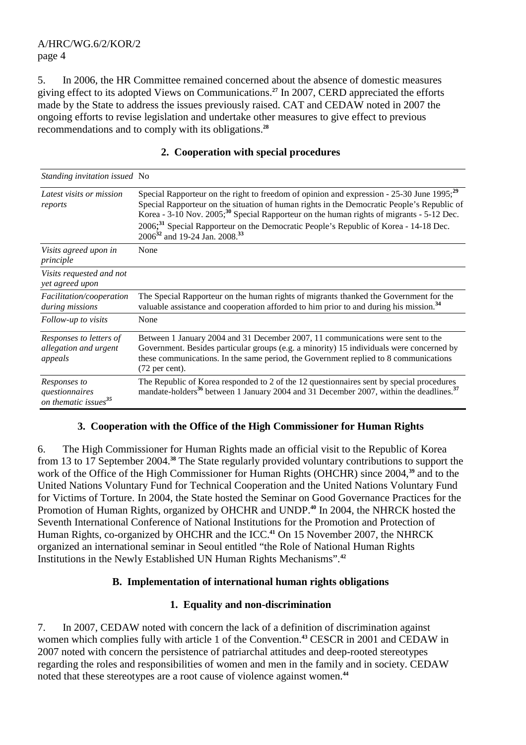5. In 2006, the HR Committee remained concerned about the absence of domestic measures giving effect to its adopted Views on Communications.[27] In 2007, CERD appreciated the efforts made by the State to address the issues previously raised. CAT and CEDAW noted in 2007 the ongoing efforts to revise legislation and undertake other measures to give effect to previous recommendations and to comply with its obligations.[28]

### 2. Cooperation with special procedures

| | |
|---|---|
| *Standing invitation issued* | No |
| *Latest visits or mission reports* | Special Rapporteur on the right to freedom of opinion and expression - 25-30 June 1995;[29] Special Rapporteur on the situation of human rights in the Democratic People's Republic of Korea - 3-10 Nov. 2005;[30] Special Rapporteur on the human rights of migrants - 5-12 Dec. 2006;[31] Special Rapporteur on the Democratic People's Republic of Korea - 14-18 Dec. 2006[32] and 19-24 Jan. 2008.[33] |
| *Visits agreed upon in principle* | None |
| *Visits requested and not yet agreed upon* | |
| *Facilitation/cooperation during missions* | The Special Rapporteur on the human rights of migrants thanked the Government for the valuable assistance and cooperation afforded to him prior to and during his mission.[34] |
| *Follow-up to visits* | None |
| *Responses to letters of allegation and urgent appeals* | Between 1 January 2004 and 31 December 2007, 11 communications were sent to the Government. Besides particular groups (e.g. a minority) 15 individuals were concerned by these communications. In the same period, the Government replied to 8 communications (72 per cent). |
| *Responses to questionnaires on thematic issues*[35] | The Republic of Korea responded to 2 of the 12 questionnaires sent by special procedures mandate-holders[36] between 1 January 2004 and 31 December 2007, within the deadlines.[37] |

### 3. Cooperation with the Office of the High Commissioner for Human Rights

6. The High Commissioner for Human Rights made an official visit to the Republic of Korea from 13 to 17 September 2004.[38] The State regularly provided voluntary contributions to support the work of the Office of the High Commissioner for Human Rights (OHCHR) since 2004,[39] and to the United Nations Voluntary Fund for Technical Cooperation and the United Nations Voluntary Fund for Victims of Torture. In 2004, the State hosted the Seminar on Good Governance Practices for the Promotion of Human Rights, organized by OHCHR and UNDP.[40] In 2004, the NHRCK hosted the Seventh International Conference of National Institutions for the Promotion and Protection of Human Rights, co-organized by OHCHR and the ICC.[41] On 15 November 2007, the NHRCK organized an international seminar in Seoul entitled "the Role of National Human Rights Institutions in the Newly Established UN Human Rights Mechanisms".[42]

## B. Implementation of international human rights obligations

### 1. Equality and non-discrimination

7. In 2007, CEDAW noted with concern the lack of a definition of discrimination against women which complies fully with article 1 of the Convention.[43] CESCR in 2001 and CEDAW in 2007 noted with concern the persistence of patriarchal attitudes and deep-rooted stereotypes regarding the roles and responsibilities of women and men in the family and in society. CEDAW noted that these stereotypes are a root cause of violence against women.[44]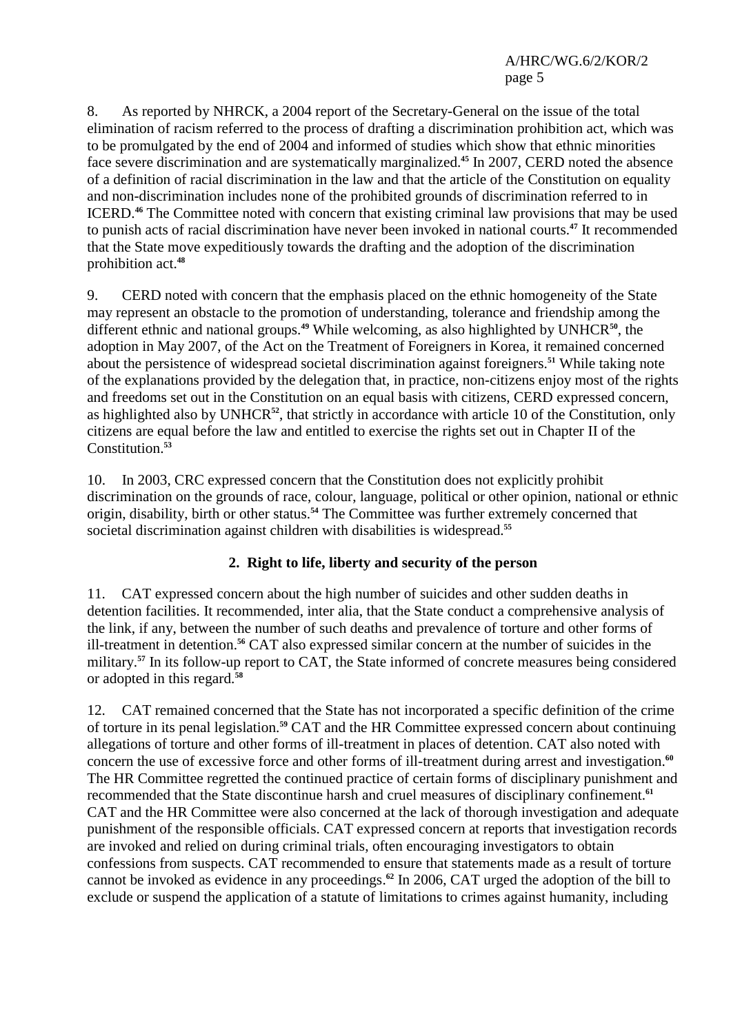8. As reported by NHRCK, a 2004 report of the Secretary-General on the issue of the total elimination of racism referred to the process of drafting a discrimination prohibition act, which was to be promulgated by the end of 2004 and informed of studies which show that ethnic minorities face severe discrimination and are systematically marginalized.[45] In 2007, CERD noted the absence of a definition of racial discrimination in the law and that the article of the Constitution on equality and non-discrimination includes none of the prohibited grounds of discrimination referred to in ICERD.[46] The Committee noted with concern that existing criminal law provisions that may be used to punish acts of racial discrimination have never been invoked in national courts.[47] It recommended that the State move expeditiously towards the drafting and the adoption of the discrimination prohibition act.[48]

9. CERD noted with concern that the emphasis placed on the ethnic homogeneity of the State may represent an obstacle to the promotion of understanding, tolerance and friendship among the different ethnic and national groups.[49] While welcoming, as also highlighted by UNHCR[50], the adoption in May 2007, of the Act on the Treatment of Foreigners in Korea, it remained concerned about the persistence of widespread societal discrimination against foreigners.[51] While taking note of the explanations provided by the delegation that, in practice, non-citizens enjoy most of the rights and freedoms set out in the Constitution on an equal basis with citizens, CERD expressed concern, as highlighted also by UNHCR[52], that strictly in accordance with article 10 of the Constitution, only citizens are equal before the law and entitled to exercise the rights set out in Chapter II of the Constitution.[53]

10. In 2003, CRC expressed concern that the Constitution does not explicitly prohibit discrimination on the grounds of race, colour, language, political or other opinion, national or ethnic origin, disability, birth or other status.[54] The Committee was further extremely concerned that societal discrimination against children with disabilities is widespread.[55]

### 2. Right to life, liberty and security of the person

11. CAT expressed concern about the high number of suicides and other sudden deaths in detention facilities. It recommended, inter alia, that the State conduct a comprehensive analysis of the link, if any, between the number of such deaths and prevalence of torture and other forms of ill-treatment in detention.[56] CAT also expressed similar concern at the number of suicides in the military.[57] In its follow-up report to CAT, the State informed of concrete measures being considered or adopted in this regard.[58]

12. CAT remained concerned that the State has not incorporated a specific definition of the crime of torture in its penal legislation.[59] CAT and the HR Committee expressed concern about continuing allegations of torture and other forms of ill-treatment in places of detention. CAT also noted with concern the use of excessive force and other forms of ill-treatment during arrest and investigation.[60] The HR Committee regretted the continued practice of certain forms of disciplinary punishment and recommended that the State discontinue harsh and cruel measures of disciplinary confinement.[61] CAT and the HR Committee were also concerned at the lack of thorough investigation and adequate punishment of the responsible officials. CAT expressed concern at reports that investigation records are invoked and relied on during criminal trials, often encouraging investigators to obtain confessions from suspects. CAT recommended to ensure that statements made as a result of torture cannot be invoked as evidence in any proceedings.[62] In 2006, CAT urged the adoption of the bill to exclude or suspend the application of a statute of limitations to crimes against humanity, including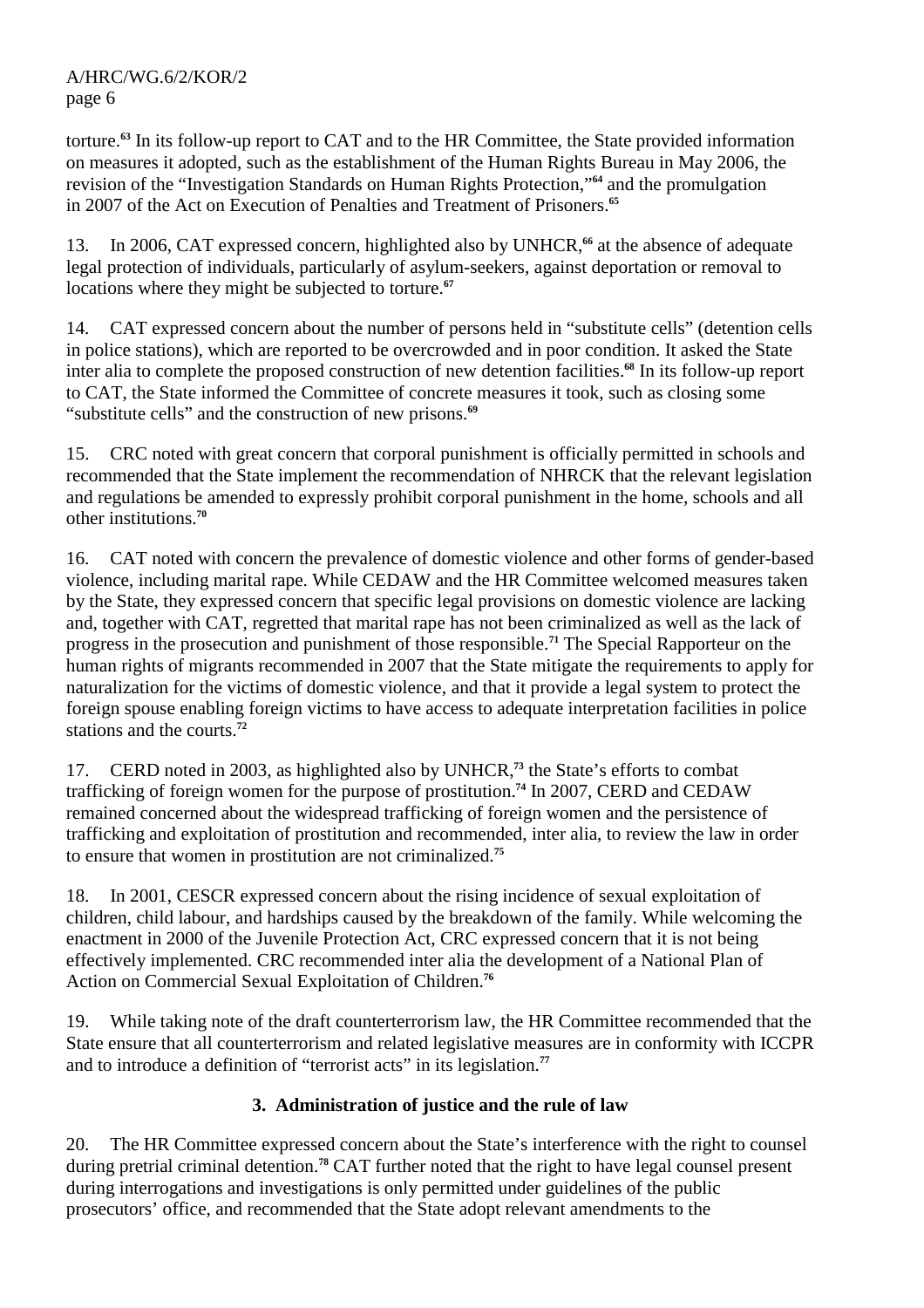torture.[63] In its follow-up report to CAT and to the HR Committee, the State provided information on measures it adopted, such as the establishment of the Human Rights Bureau in May 2006, the revision of the "Investigation Standards on Human Rights Protection,"[64] and the promulgation in 2007 of the Act on Execution of Penalties and Treatment of Prisoners.[65]

13. In 2006, CAT expressed concern, highlighted also by UNHCR,[66] at the absence of adequate legal protection of individuals, particularly of asylum-seekers, against deportation or removal to locations where they might be subjected to torture.[67]

14. CAT expressed concern about the number of persons held in "substitute cells" (detention cells in police stations), which are reported to be overcrowded and in poor condition. It asked the State inter alia to complete the proposed construction of new detention facilities.[68] In its follow-up report to CAT, the State informed the Committee of concrete measures it took, such as closing some "substitute cells" and the construction of new prisons.[69]

15. CRC noted with great concern that corporal punishment is officially permitted in schools and recommended that the State implement the recommendation of NHRCK that the relevant legislation and regulations be amended to expressly prohibit corporal punishment in the home, schools and all other institutions.[70]

16. CAT noted with concern the prevalence of domestic violence and other forms of gender-based violence, including marital rape. While CEDAW and the HR Committee welcomed measures taken by the State, they expressed concern that specific legal provisions on domestic violence are lacking and, together with CAT, regretted that marital rape has not been criminalized as well as the lack of progress in the prosecution and punishment of those responsible.[71] The Special Rapporteur on the human rights of migrants recommended in 2007 that the State mitigate the requirements to apply for naturalization for the victims of domestic violence, and that it provide a legal system to protect the foreign spouse enabling foreign victims to have access to adequate interpretation facilities in police stations and the courts.[72]

17. CERD noted in 2003, as highlighted also by UNHCR,[73] the State's efforts to combat trafficking of foreign women for the purpose of prostitution.[74] In 2007, CERD and CEDAW remained concerned about the widespread trafficking of foreign women and the persistence of trafficking and exploitation of prostitution and recommended, inter alia, to review the law in order to ensure that women in prostitution are not criminalized.[75]

18. In 2001, CESCR expressed concern about the rising incidence of sexual exploitation of children, child labour, and hardships caused by the breakdown of the family. While welcoming the enactment in 2000 of the Juvenile Protection Act, CRC expressed concern that it is not being effectively implemented. CRC recommended inter alia the development of a National Plan of Action on Commercial Sexual Exploitation of Children.[76]

19. While taking note of the draft counterterrorism law, the HR Committee recommended that the State ensure that all counterterrorism and related legislative measures are in conformity with ICCPR and to introduce a definition of "terrorist acts" in its legislation.[77]

### 3. Administration of justice and the rule of law

20. The HR Committee expressed concern about the State's interference with the right to counsel during pretrial criminal detention.[78] CAT further noted that the right to have legal counsel present during interrogations and investigations is only permitted under guidelines of the public prosecutors' office, and recommended that the State adopt relevant amendments to the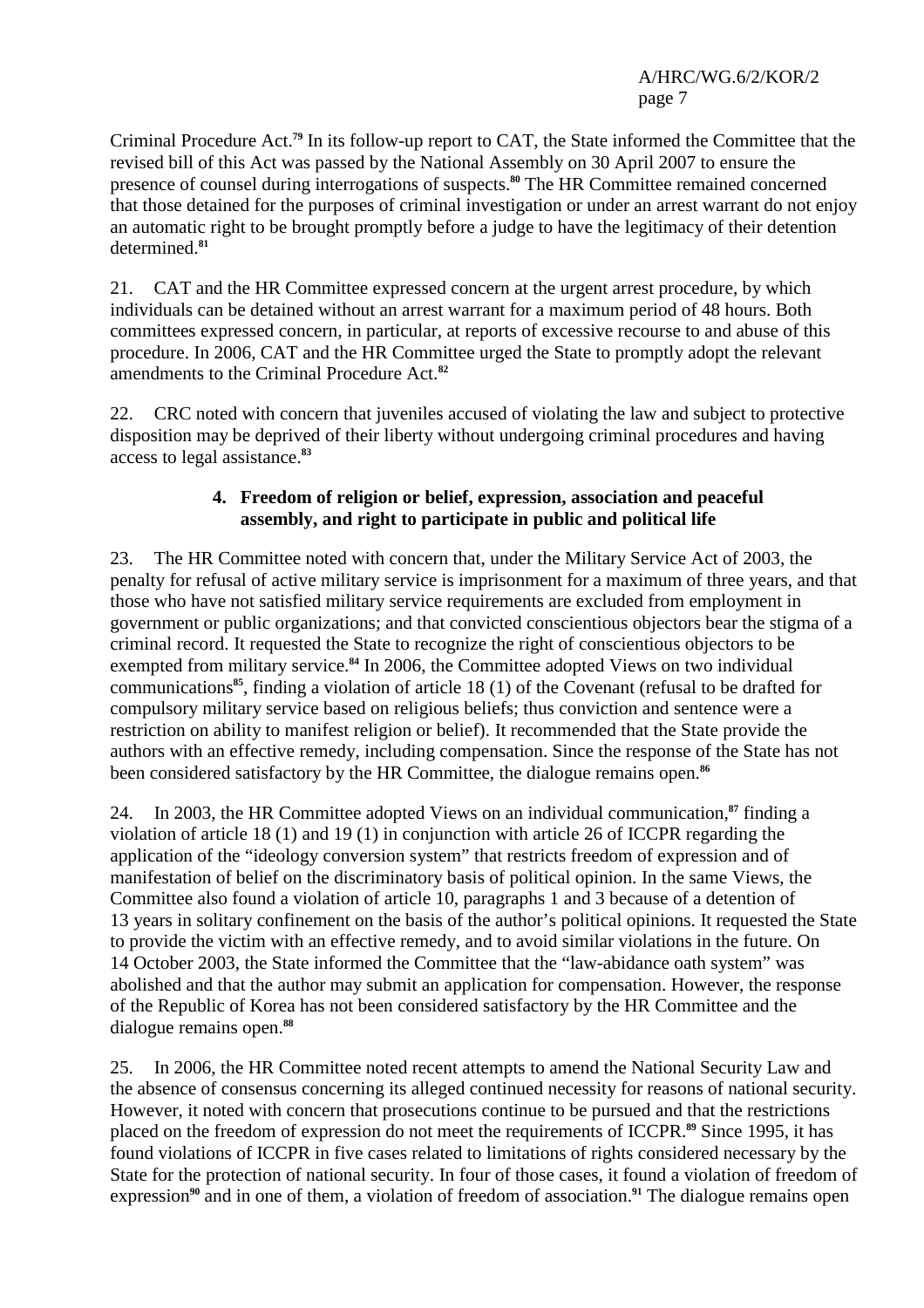Criminal Procedure Act.[79] In its follow-up report to CAT, the State informed the Committee that the revised bill of this Act was passed by the National Assembly on 30 April 2007 to ensure the presence of counsel during interrogations of suspects.[80] The HR Committee remained concerned that those detained for the purposes of criminal investigation or under an arrest warrant do not enjoy an automatic right to be brought promptly before a judge to have the legitimacy of their detention determined.[81]

21. CAT and the HR Committee expressed concern at the urgent arrest procedure, by which individuals can be detained without an arrest warrant for a maximum period of 48 hours. Both committees expressed concern, in particular, at reports of excessive recourse to and abuse of this procedure. In 2006, CAT and the HR Committee urged the State to promptly adopt the relevant amendments to the Criminal Procedure Act.[82]

22. CRC noted with concern that juveniles accused of violating the law and subject to protective disposition may be deprived of their liberty without undergoing criminal procedures and having access to legal assistance.[83]

### 4. Freedom of religion or belief, expression, association and peaceful assembly, and right to participate in public and political life

23. The HR Committee noted with concern that, under the Military Service Act of 2003, the penalty for refusal of active military service is imprisonment for a maximum of three years, and that those who have not satisfied military service requirements are excluded from employment in government or public organizations; and that convicted conscientious objectors bear the stigma of a criminal record. It requested the State to recognize the right of conscientious objectors to be exempted from military service.[84] In 2006, the Committee adopted Views on two individual communications[85], finding a violation of article 18 (1) of the Covenant (refusal to be drafted for compulsory military service based on religious beliefs; thus conviction and sentence were a restriction on ability to manifest religion or belief). It recommended that the State provide the authors with an effective remedy, including compensation. Since the response of the State has not been considered satisfactory by the HR Committee, the dialogue remains open.[86]

24. In 2003, the HR Committee adopted Views on an individual communication,[87] finding a violation of article 18 (1) and 19 (1) in conjunction with article 26 of ICCPR regarding the application of the "ideology conversion system" that restricts freedom of expression and of manifestation of belief on the discriminatory basis of political opinion. In the same Views, the Committee also found a violation of article 10, paragraphs 1 and 3 because of a detention of 13 years in solitary confinement on the basis of the author's political opinions. It requested the State to provide the victim with an effective remedy, and to avoid similar violations in the future. On 14 October 2003, the State informed the Committee that the "law-abidance oath system" was abolished and that the author may submit an application for compensation. However, the response of the Republic of Korea has not been considered satisfactory by the HR Committee and the dialogue remains open.[88]

25. In 2006, the HR Committee noted recent attempts to amend the National Security Law and the absence of consensus concerning its alleged continued necessity for reasons of national security. However, it noted with concern that prosecutions continue to be pursued and that the restrictions placed on the freedom of expression do not meet the requirements of ICCPR.[89] Since 1995, it has found violations of ICCPR in five cases related to limitations of rights considered necessary by the State for the protection of national security. In four of those cases, it found a violation of freedom of expression[90] and in one of them, a violation of freedom of association.[91] The dialogue remains open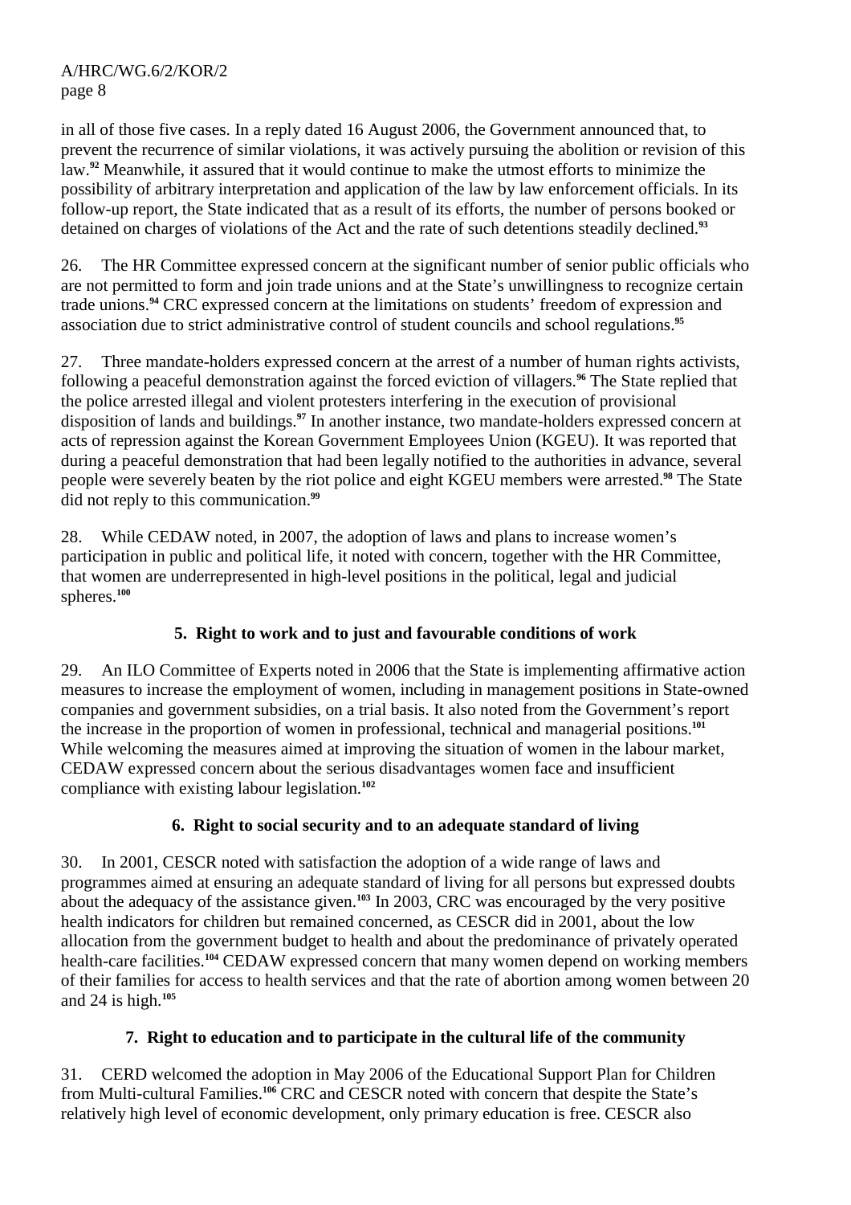in all of those five cases. In a reply dated 16 August 2006, the Government announced that, to prevent the recurrence of similar violations, it was actively pursuing the abolition or revision of this law.[92] Meanwhile, it assured that it would continue to make the utmost efforts to minimize the possibility of arbitrary interpretation and application of the law by law enforcement officials. In its follow-up report, the State indicated that as a result of its efforts, the number of persons booked or detained on charges of violations of the Act and the rate of such detentions steadily declined.[93]

26. The HR Committee expressed concern at the significant number of senior public officials who are not permitted to form and join trade unions and at the State's unwillingness to recognize certain trade unions.[94] CRC expressed concern at the limitations on students' freedom of expression and association due to strict administrative control of student councils and school regulations.[95]

27. Three mandate-holders expressed concern at the arrest of a number of human rights activists, following a peaceful demonstration against the forced eviction of villagers.[96] The State replied that the police arrested illegal and violent protesters interfering in the execution of provisional disposition of lands and buildings.[97] In another instance, two mandate-holders expressed concern at acts of repression against the Korean Government Employees Union (KGEU). It was reported that during a peaceful demonstration that had been legally notified to the authorities in advance, several people were severely beaten by the riot police and eight KGEU members were arrested.[98] The State did not reply to this communication.[99]

28. While CEDAW noted, in 2007, the adoption of laws and plans to increase women's participation in public and political life, it noted with concern, together with the HR Committee, that women are underrepresented in high-level positions in the political, legal and judicial spheres.[100]

### 5. Right to work and to just and favourable conditions of work

29. An ILO Committee of Experts noted in 2006 that the State is implementing affirmative action measures to increase the employment of women, including in management positions in State-owned companies and government subsidies, on a trial basis. It also noted from the Government's report the increase in the proportion of women in professional, technical and managerial positions.[101] While welcoming the measures aimed at improving the situation of women in the labour market, CEDAW expressed concern about the serious disadvantages women face and insufficient compliance with existing labour legislation.[102]

### 6. Right to social security and to an adequate standard of living

30. In 2001, CESCR noted with satisfaction the adoption of a wide range of laws and programmes aimed at ensuring an adequate standard of living for all persons but expressed doubts about the adequacy of the assistance given.[103] In 2003, CRC was encouraged by the very positive health indicators for children but remained concerned, as CESCR did in 2001, about the low allocation from the government budget to health and about the predominance of privately operated health-care facilities.[104] CEDAW expressed concern that many women depend on working members of their families for access to health services and that the rate of abortion among women between 20 and 24 is high.[105]

### 7. Right to education and to participate in the cultural life of the community

31. CERD welcomed the adoption in May 2006 of the Educational Support Plan for Children from Multi-cultural Families.[106] CRC and CESCR noted with concern that despite the State's relatively high level of economic development, only primary education is free. CESCR also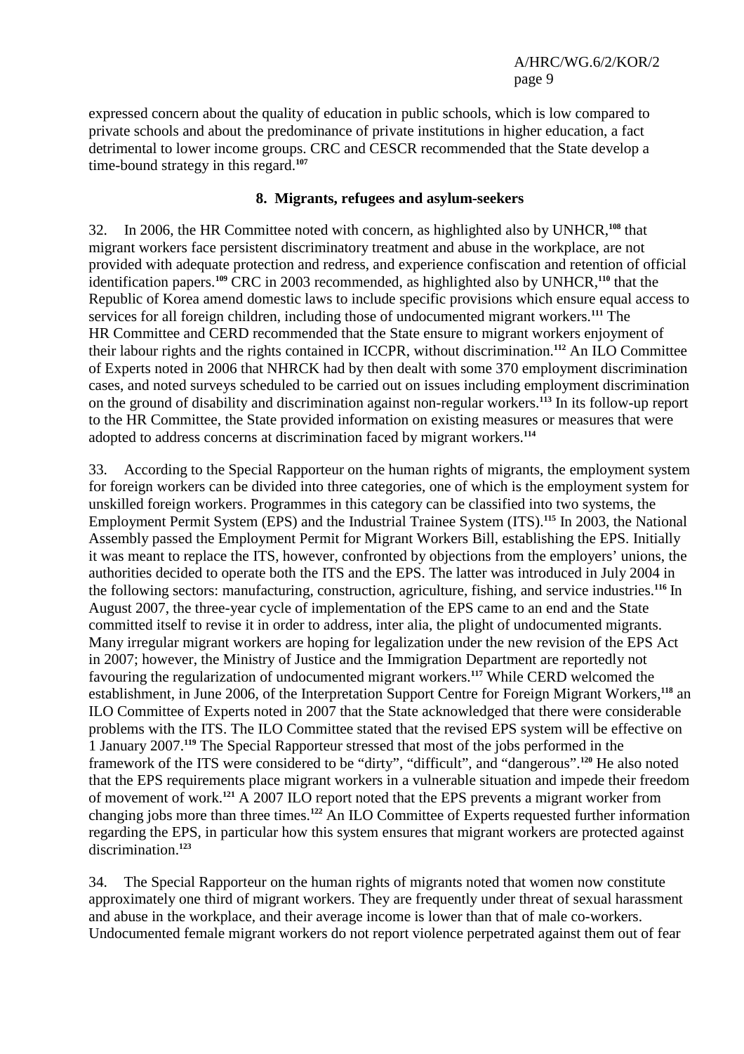expressed concern about the quality of education in public schools, which is low compared to private schools and about the predominance of private institutions in higher education, a fact detrimental to lower income groups. CRC and CESCR recommended that the State develop a time-bound strategy in this regard.[107]

### 8. Migrants, refugees and asylum-seekers

32. In 2006, the HR Committee noted with concern, as highlighted also by UNHCR,[108] that migrant workers face persistent discriminatory treatment and abuse in the workplace, are not provided with adequate protection and redress, and experience confiscation and retention of official identification papers.[109] CRC in 2003 recommended, as highlighted also by UNHCR,[110] that the Republic of Korea amend domestic laws to include specific provisions which ensure equal access to services for all foreign children, including those of undocumented migrant workers.[111] The HR Committee and CERD recommended that the State ensure to migrant workers enjoyment of their labour rights and the rights contained in ICCPR, without discrimination.[112] An ILO Committee of Experts noted in 2006 that NHRCK had by then dealt with some 370 employment discrimination cases, and noted surveys scheduled to be carried out on issues including employment discrimination on the ground of disability and discrimination against non-regular workers.[113] In its follow-up report to the HR Committee, the State provided information on existing measures or measures that were adopted to address concerns at discrimination faced by migrant workers.[114]

33. According to the Special Rapporteur on the human rights of migrants, the employment system for foreign workers can be divided into three categories, one of which is the employment system for unskilled foreign workers. Programmes in this category can be classified into two systems, the Employment Permit System (EPS) and the Industrial Trainee System (ITS).[115] In 2003, the National Assembly passed the Employment Permit for Migrant Workers Bill, establishing the EPS. Initially it was meant to replace the ITS, however, confronted by objections from the employers' unions, the authorities decided to operate both the ITS and the EPS. The latter was introduced in July 2004 in the following sectors: manufacturing, construction, agriculture, fishing, and service industries.[116] In August 2007, the three-year cycle of implementation of the EPS came to an end and the State committed itself to revise it in order to address, inter alia, the plight of undocumented migrants. Many irregular migrant workers are hoping for legalization under the new revision of the EPS Act in 2007; however, the Ministry of Justice and the Immigration Department are reportedly not favouring the regularization of undocumented migrant workers.[117] While CERD welcomed the establishment, in June 2006, of the Interpretation Support Centre for Foreign Migrant Workers,[118] an ILO Committee of Experts noted in 2007 that the State acknowledged that there were considerable problems with the ITS. The ILO Committee stated that the revised EPS system will be effective on 1 January 2007.[119] The Special Rapporteur stressed that most of the jobs performed in the framework of the ITS were considered to be "dirty", "difficult", and "dangerous".[120] He also noted that the EPS requirements place migrant workers in a vulnerable situation and impede their freedom of movement of work.[121] A 2007 ILO report noted that the EPS prevents a migrant worker from changing jobs more than three times.[122] An ILO Committee of Experts requested further information regarding the EPS, in particular how this system ensures that migrant workers are protected against discrimination.[123]

34. The Special Rapporteur on the human rights of migrants noted that women now constitute approximately one third of migrant workers. They are frequently under threat of sexual harassment and abuse in the workplace, and their average income is lower than that of male co-workers. Undocumented female migrant workers do not report violence perpetrated against them out of fear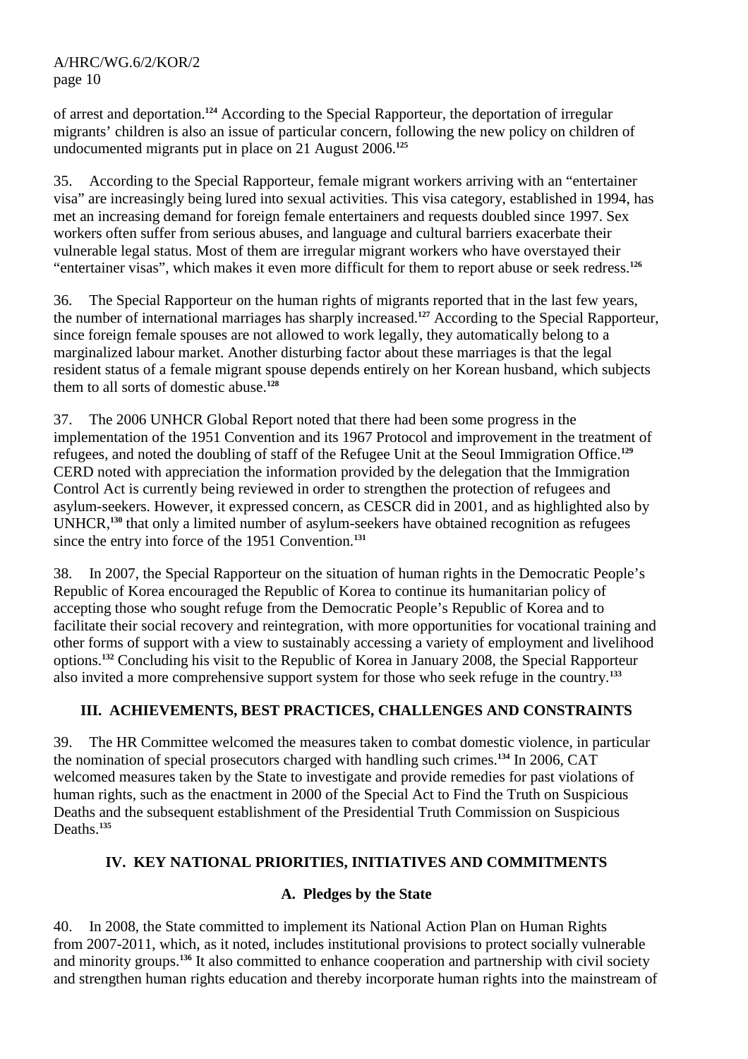of arrest and deportation.[124] According to the Special Rapporteur, the deportation of irregular migrants' children is also an issue of particular concern, following the new policy on children of undocumented migrants put in place on 21 August 2006.[125]

35. According to the Special Rapporteur, female migrant workers arriving with an "entertainer visa" are increasingly being lured into sexual activities. This visa category, established in 1994, has met an increasing demand for foreign female entertainers and requests doubled since 1997. Sex workers often suffer from serious abuses, and language and cultural barriers exacerbate their vulnerable legal status. Most of them are irregular migrant workers who have overstayed their "entertainer visas", which makes it even more difficult for them to report abuse or seek redress.[126]

36. The Special Rapporteur on the human rights of migrants reported that in the last few years, the number of international marriages has sharply increased.[127] According to the Special Rapporteur, since foreign female spouses are not allowed to work legally, they automatically belong to a marginalized labour market. Another disturbing factor about these marriages is that the legal resident status of a female migrant spouse depends entirely on her Korean husband, which subjects them to all sorts of domestic abuse.[128]

37. The 2006 UNHCR Global Report noted that there had been some progress in the implementation of the 1951 Convention and its 1967 Protocol and improvement in the treatment of refugees, and noted the doubling of staff of the Refugee Unit at the Seoul Immigration Office.[129] CERD noted with appreciation the information provided by the delegation that the Immigration Control Act is currently being reviewed in order to strengthen the protection of refugees and asylum-seekers. However, it expressed concern, as CESCR did in 2001, and as highlighted also by UNHCR,[130] that only a limited number of asylum-seekers have obtained recognition as refugees since the entry into force of the 1951 Convention.[131]

38. In 2007, the Special Rapporteur on the situation of human rights in the Democratic People's Republic of Korea encouraged the Republic of Korea to continue its humanitarian policy of accepting those who sought refuge from the Democratic People's Republic of Korea and to facilitate their social recovery and reintegration, with more opportunities for vocational training and other forms of support with a view to sustainably accessing a variety of employment and livelihood options.[132] Concluding his visit to the Republic of Korea in January 2008, the Special Rapporteur also invited a more comprehensive support system for those who seek refuge in the country.[133]

## III. ACHIEVEMENTS, BEST PRACTICES, CHALLENGES AND CONSTRAINTS

39. The HR Committee welcomed the measures taken to combat domestic violence, in particular the nomination of special prosecutors charged with handling such crimes.[134] In 2006, CAT welcomed measures taken by the State to investigate and provide remedies for past violations of human rights, such as the enactment in 2000 of the Special Act to Find the Truth on Suspicious Deaths and the subsequent establishment of the Presidential Truth Commission on Suspicious Deaths.[135]

## IV. KEY NATIONAL PRIORITIES, INITIATIVES AND COMMITMENTS

### A. Pledges by the State

40. In 2008, the State committed to implement its National Action Plan on Human Rights from 2007-2011, which, as it noted, includes institutional provisions to protect socially vulnerable and minority groups.[136] It also committed to enhance cooperation and partnership with civil society and strengthen human rights education and thereby incorporate human rights into the mainstream of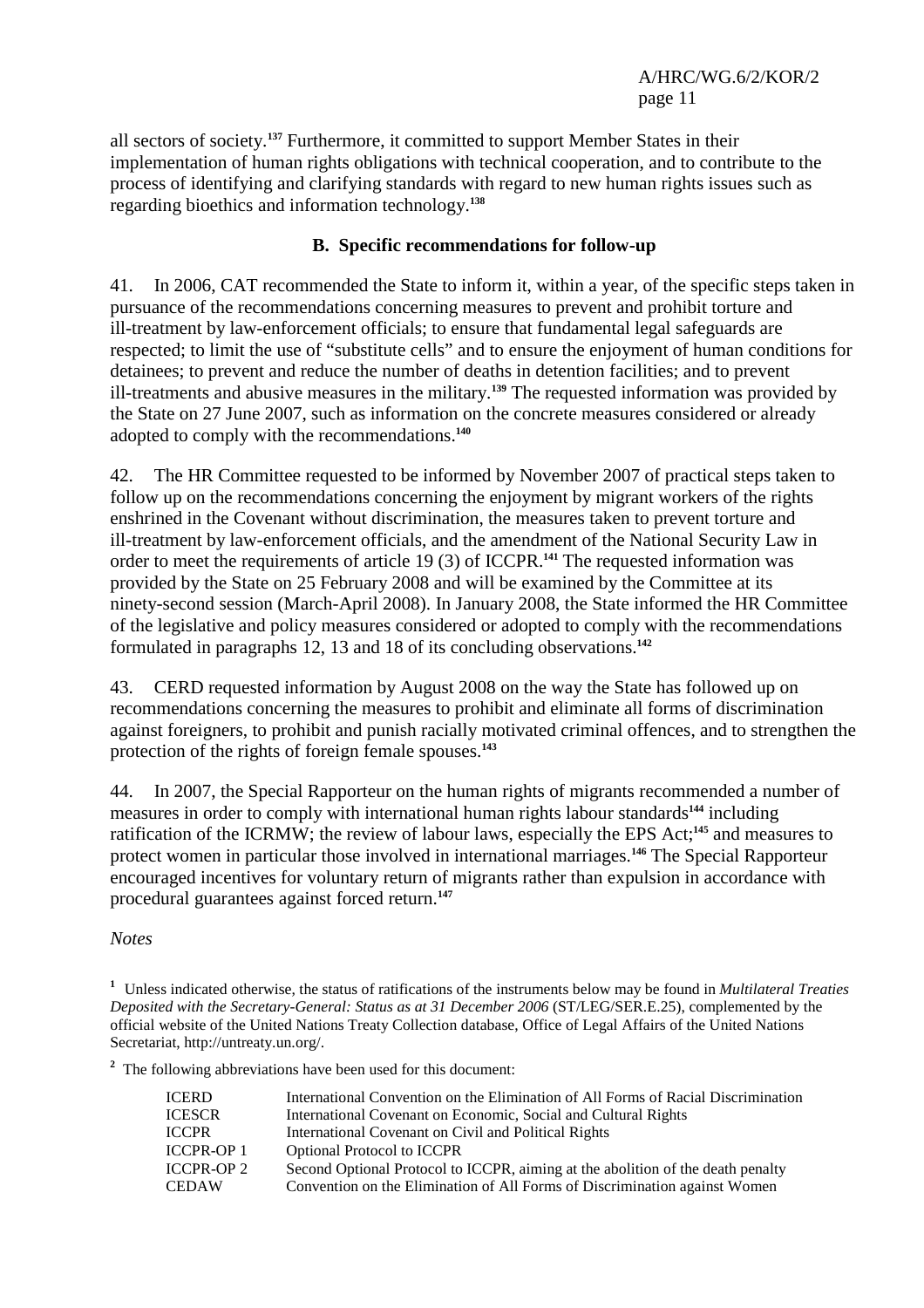all sectors of society.[137] Furthermore, it committed to support Member States in their implementation of human rights obligations with technical cooperation, and to contribute to the process of identifying and clarifying standards with regard to new human rights issues such as regarding bioethics and information technology.[138]

## B. Specific recommendations for follow-up

41. In 2006, CAT recommended the State to inform it, within a year, of the specific steps taken in pursuance of the recommendations concerning measures to prevent and prohibit torture and ill-treatment by law-enforcement officials; to ensure that fundamental legal safeguards are respected; to limit the use of "substitute cells" and to ensure the enjoyment of human conditions for detainees; to prevent and reduce the number of deaths in detention facilities; and to prevent ill-treatments and abusive measures in the military.[139] The requested information was provided by the State on 27 June 2007, such as information on the concrete measures considered or already adopted to comply with the recommendations.[140]

42. The HR Committee requested to be informed by November 2007 of practical steps taken to follow up on the recommendations concerning the enjoyment by migrant workers of the rights enshrined in the Covenant without discrimination, the measures taken to prevent torture and ill-treatment by law-enforcement officials, and the amendment of the National Security Law in order to meet the requirements of article 19 (3) of ICCPR.[141] The requested information was provided by the State on 25 February 2008 and will be examined by the Committee at its ninety-second session (March-April 2008). In January 2008, the State informed the HR Committee of the legislative and policy measures considered or adopted to comply with the recommendations formulated in paragraphs 12, 13 and 18 of its concluding observations.[142]

43. CERD requested information by August 2008 on the way the State has followed up on recommendations concerning the measures to prohibit and eliminate all forms of discrimination against foreigners, to prohibit and punish racially motivated criminal offences, and to strengthen the protection of the rights of foreign female spouses.[143]

44. In 2007, the Special Rapporteur on the human rights of migrants recommended a number of measures in order to comply with international human rights labour standards[144] including ratification of the ICRMW; the review of labour laws, especially the EPS Act;[145] and measures to protect women in particular those involved in international marriages.[146] The Special Rapporteur encouraged incentives for voluntary return of migrants rather than expulsion in accordance with procedural guarantees against forced return.[147]

*Notes*

[1] Unless indicated otherwise, the status of ratifications of the instruments below may be found in *Multilateral Treaties Deposited with the Secretary-General: Status as at 31 December 2006* (ST/LEG/SER.E.25), complemented by the official website of the United Nations Treaty Collection database, Office of Legal Affairs of the United Nations Secretariat, http://untreaty.un.org/.

[2] The following abbreviations have been used for this document:

| | |
|---|---|
| ICERD | International Convention on the Elimination of All Forms of Racial Discrimination |
| ICESCR | International Covenant on Economic, Social and Cultural Rights |
| ICCPR | International Covenant on Civil and Political Rights |
| ICCPR-OP 1 | Optional Protocol to ICCPR |
| ICCPR-OP 2 | Second Optional Protocol to ICCPR, aiming at the abolition of the death penalty |
| CEDAW | Convention on the Elimination of All Forms of Discrimination against Women |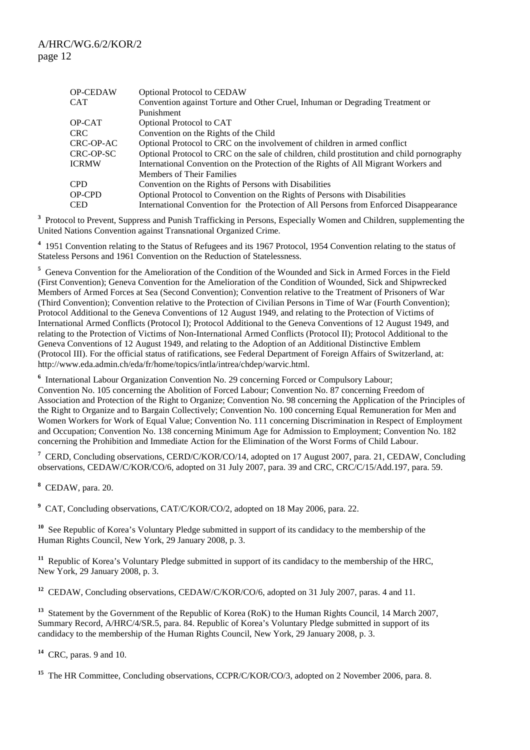| | |
|---|---|
| OP-CEDAW | Optional Protocol to CEDAW |
| CAT | Convention against Torture and Other Cruel, Inhuman or Degrading Treatment or Punishment |
| OP-CAT | Optional Protocol to CAT |
| CRC | Convention on the Rights of the Child |
| CRC-OP-AC | Optional Protocol to CRC on the involvement of children in armed conflict |
| CRC-OP-SC | Optional Protocol to CRC on the sale of children, child prostitution and child pornography |
| ICRMW | International Convention on the Protection of the Rights of All Migrant Workers and Members of Their Families |
| CPD | Convention on the Rights of Persons with Disabilities |
| OP-CPD | Optional Protocol to Convention on the Rights of Persons with Disabilities |
| CED | International Convention for the Protection of All Persons from Enforced Disappearance |

[3] Protocol to Prevent, Suppress and Punish Trafficking in Persons, Especially Women and Children, supplementing the United Nations Convention against Transnational Organized Crime.

[4] 1951 Convention relating to the Status of Refugees and its 1967 Protocol, 1954 Convention relating to the status of Stateless Persons and 1961 Convention on the Reduction of Statelessness.

[5] Geneva Convention for the Amelioration of the Condition of the Wounded and Sick in Armed Forces in the Field (First Convention); Geneva Convention for the Amelioration of the Condition of Wounded, Sick and Shipwrecked Members of Armed Forces at Sea (Second Convention); Convention relative to the Treatment of Prisoners of War (Third Convention); Convention relative to the Protection of Civilian Persons in Time of War (Fourth Convention); Protocol Additional to the Geneva Conventions of 12 August 1949, and relating to the Protection of Victims of International Armed Conflicts (Protocol I); Protocol Additional to the Geneva Conventions of 12 August 1949, and relating to the Protection of Victims of Non-International Armed Conflicts (Protocol II); Protocol Additional to the Geneva Conventions of 12 August 1949, and relating to the Adoption of an Additional Distinctive Emblem (Protocol III). For the official status of ratifications, see Federal Department of Foreign Affairs of Switzerland, at: http://www.eda.admin.ch/eda/fr/home/topics/intla/intrea/chdep/warvic.html.

[6] International Labour Organization Convention No. 29 concerning Forced or Compulsory Labour; Convention No. 105 concerning the Abolition of Forced Labour; Convention No. 87 concerning Freedom of Association and Protection of the Right to Organize; Convention No. 98 concerning the Application of the Principles of the Right to Organize and to Bargain Collectively; Convention No. 100 concerning Equal Remuneration for Men and Women Workers for Work of Equal Value; Convention No. 111 concerning Discrimination in Respect of Employment and Occupation; Convention No. 138 concerning Minimum Age for Admission to Employment; Convention No. 182 concerning the Prohibition and Immediate Action for the Elimination of the Worst Forms of Child Labour.

[7] CERD, Concluding observations, CERD/C/KOR/CO/14, adopted on 17 August 2007, para. 21, CEDAW, Concluding observations, CEDAW/C/KOR/CO/6, adopted on 31 July 2007, para. 39 and CRC, CRC/C/15/Add.197, para. 59.

[8] CEDAW, para. 20.

[9] CAT, Concluding observations, CAT/C/KOR/CO/2, adopted on 18 May 2006, para. 22.

[10] See Republic of Korea's Voluntary Pledge submitted in support of its candidacy to the membership of the Human Rights Council, New York, 29 January 2008, p. 3.

[11] Republic of Korea's Voluntary Pledge submitted in support of its candidacy to the membership of the HRC, New York, 29 January 2008, p. 3.

[12] CEDAW, Concluding observations, CEDAW/C/KOR/CO/6, adopted on 31 July 2007, paras. 4 and 11.

[13] Statement by the Government of the Republic of Korea (RoK) to the Human Rights Council, 14 March 2007, Summary Record, A/HRC/4/SR.5, para. 84. Republic of Korea's Voluntary Pledge submitted in support of its candidacy to the membership of the Human Rights Council, New York, 29 January 2008, p. 3.

[14] CRC, paras. 9 and 10.

[15] The HR Committee, Concluding observations, CCPR/C/KOR/CO/3, adopted on 2 November 2006, para. 8.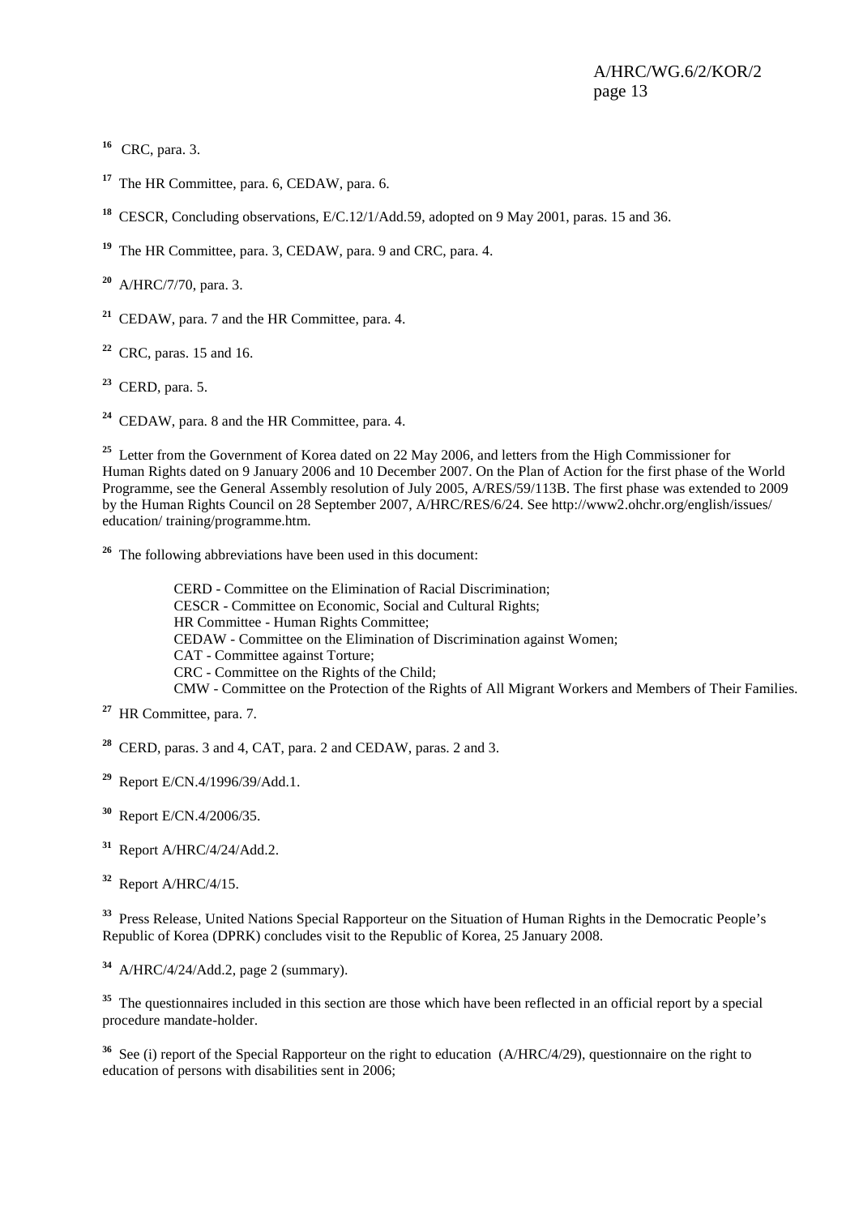[16] CRC, para. 3.

[17] The HR Committee, para. 6, CEDAW, para. 6.

[18] CESCR, Concluding observations, E/C.12/1/Add.59, adopted on 9 May 2001, paras. 15 and 36.

[19] The HR Committee, para. 3, CEDAW, para. 9 and CRC, para. 4.

[20] A/HRC/7/70, para. 3.

[21] CEDAW, para. 7 and the HR Committee, para. 4.

[22] CRC, paras. 15 and 16.

[23] CERD, para. 5.

[24] CEDAW, para. 8 and the HR Committee, para. 4.

[25] Letter from the Government of Korea dated on 22 May 2006, and letters from the High Commissioner for Human Rights dated on 9 January 2006 and 10 December 2007. On the Plan of Action for the first phase of the World Programme, see the General Assembly resolution of July 2005, A/RES/59/113B. The first phase was extended to 2009 by the Human Rights Council on 28 September 2007, A/HRC/RES/6/24. See http://www2.ohchr.org/english/issues/education/ training/programme.htm.

[26] The following abbreviations have been used in this document:

> CERD - Committee on the Elimination of Racial Discrimination;
> CESCR - Committee on Economic, Social and Cultural Rights;
> HR Committee - Human Rights Committee;
> CEDAW - Committee on the Elimination of Discrimination against Women;
> CAT - Committee against Torture;
> CRC - Committee on the Rights of the Child;
> CMW - Committee on the Protection of the Rights of All Migrant Workers and Members of Their Families.

[27] HR Committee, para. 7.

[28] CERD, paras. 3 and 4, CAT, para. 2 and CEDAW, paras. 2 and 3.

[29] Report E/CN.4/1996/39/Add.1.

[30] Report E/CN.4/2006/35.

[31] Report A/HRC/4/24/Add.2.

[32] Report A/HRC/4/15.

[33] Press Release, United Nations Special Rapporteur on the Situation of Human Rights in the Democratic People's Republic of Korea (DPRK) concludes visit to the Republic of Korea, 25 January 2008.

[34] A/HRC/4/24/Add.2, page 2 (summary).

[35] The questionnaires included in this section are those which have been reflected in an official report by a special procedure mandate-holder.

[36] See (i) report of the Special Rapporteur on the right to education (A/HRC/4/29), questionnaire on the right to education of persons with disabilities sent in 2006;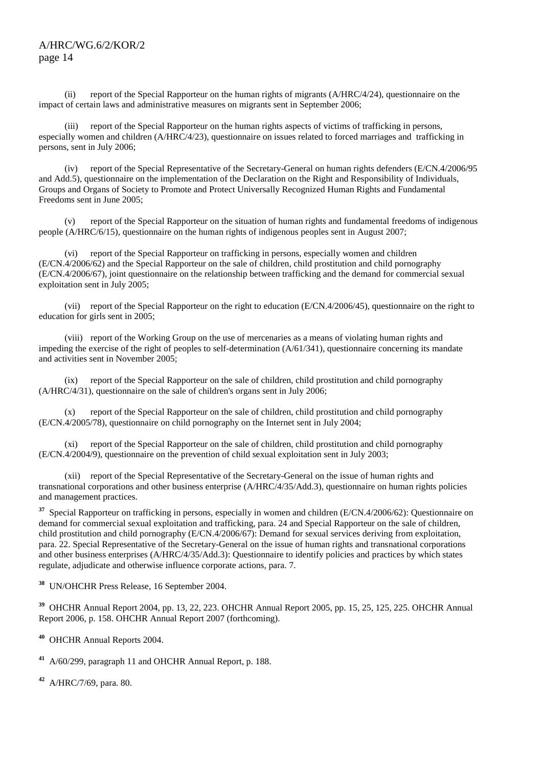(ii) report of the Special Rapporteur on the human rights of migrants (A/HRC/4/24), questionnaire on the impact of certain laws and administrative measures on migrants sent in September 2006;

(iii) report of the Special Rapporteur on the human rights aspects of victims of trafficking in persons, especially women and children (A/HRC/4/23), questionnaire on issues related to forced marriages and trafficking in persons, sent in July 2006;

(iv) report of the Special Representative of the Secretary-General on human rights defenders (E/CN.4/2006/95 and Add.5), questionnaire on the implementation of the Declaration on the Right and Responsibility of Individuals, Groups and Organs of Society to Promote and Protect Universally Recognized Human Rights and Fundamental Freedoms sent in June 2005;

(v) report of the Special Rapporteur on the situation of human rights and fundamental freedoms of indigenous people (A/HRC/6/15), questionnaire on the human rights of indigenous peoples sent in August 2007;

(vi) report of the Special Rapporteur on trafficking in persons, especially women and children (E/CN.4/2006/62) and the Special Rapporteur on the sale of children, child prostitution and child pornography (E/CN.4/2006/67), joint questionnaire on the relationship between trafficking and the demand for commercial sexual exploitation sent in July 2005;

(vii) report of the Special Rapporteur on the right to education (E/CN.4/2006/45), questionnaire on the right to education for girls sent in 2005;

(viii) report of the Working Group on the use of mercenaries as a means of violating human rights and impeding the exercise of the right of peoples to self-determination (A/61/341), questionnaire concerning its mandate and activities sent in November 2005;

(ix) report of the Special Rapporteur on the sale of children, child prostitution and child pornography (A/HRC/4/31), questionnaire on the sale of children's organs sent in July 2006;

(x) report of the Special Rapporteur on the sale of children, child prostitution and child pornography (E/CN.4/2005/78), questionnaire on child pornography on the Internet sent in July 2004;

(xi) report of the Special Rapporteur on the sale of children, child prostitution and child pornography (E/CN.4/2004/9), questionnaire on the prevention of child sexual exploitation sent in July 2003;

(xii) report of the Special Representative of the Secretary-General on the issue of human rights and transnational corporations and other business enterprise (A/HRC/4/35/Add.3), questionnaire on human rights policies and management practices.

[37] Special Rapporteur on trafficking in persons, especially in women and children (E/CN.4/2006/62): Questionnaire on demand for commercial sexual exploitation and trafficking, para. 24 and Special Rapporteur on the sale of children, child prostitution and child pornography (E/CN.4/2006/67): Demand for sexual services deriving from exploitation, para. 22. Special Representative of the Secretary-General on the issue of human rights and transnational corporations and other business enterprises (A/HRC/4/35/Add.3): Questionnaire to identify policies and practices by which states regulate, adjudicate and otherwise influence corporate actions, para. 7.

[38] UN/OHCHR Press Release, 16 September 2004.

[39] OHCHR Annual Report 2004, pp. 13, 22, 223. OHCHR Annual Report 2005, pp. 15, 25, 125, 225. OHCHR Annual Report 2006, p. 158. OHCHR Annual Report 2007 (forthcoming).

[40] OHCHR Annual Reports 2004.

[41] A/60/299, paragraph 11 and OHCHR Annual Report, p. 188.

[42] A/HRC/7/69, para. 80.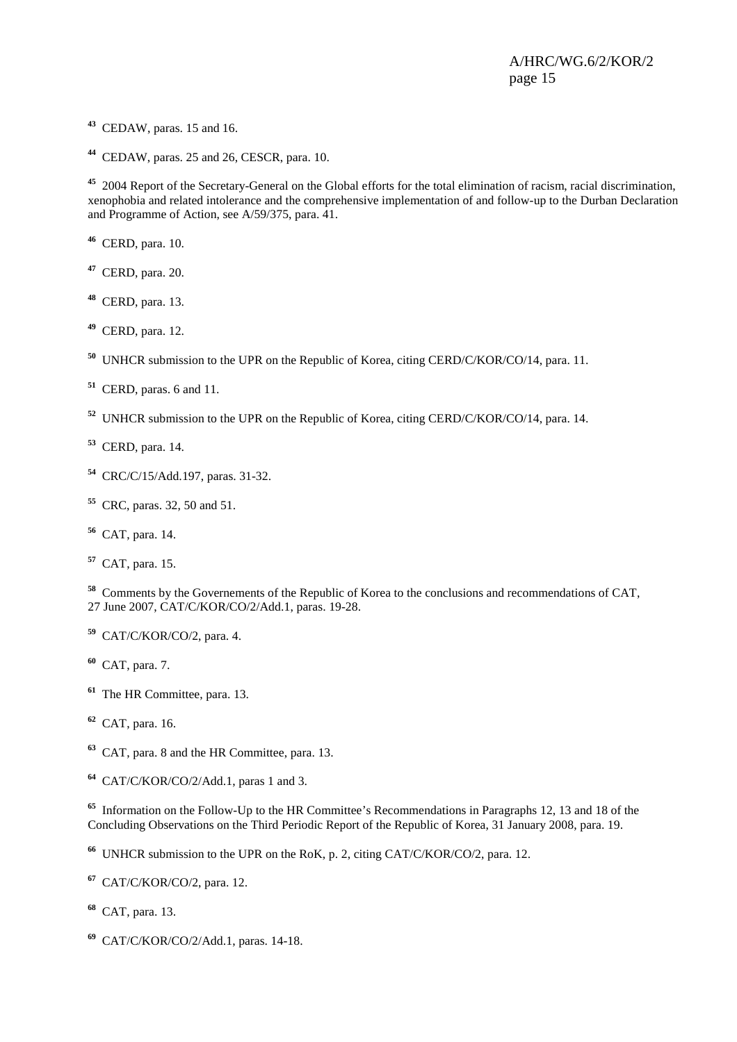[43] CEDAW, paras. 15 and 16.

[44] CEDAW, paras. 25 and 26, CESCR, para. 10.

[45] 2004 Report of the Secretary-General on the Global efforts for the total elimination of racism, racial discrimination, xenophobia and related intolerance and the comprehensive implementation of and follow-up to the Durban Declaration and Programme of Action, see A/59/375, para. 41.

[46] CERD, para. 10.

[47] CERD, para. 20.

[48] CERD, para. 13.

[49] CERD, para. 12.

[50] UNHCR submission to the UPR on the Republic of Korea, citing CERD/C/KOR/CO/14, para. 11.

[51] CERD, paras. 6 and 11.

[52] UNHCR submission to the UPR on the Republic of Korea, citing CERD/C/KOR/CO/14, para. 14.

[53] CERD, para. 14.

[54] CRC/C/15/Add.197, paras. 31-32.

[55] CRC, paras. 32, 50 and 51.

[56] CAT, para. 14.

[57] CAT, para. 15.

[58] Comments by the Governements of the Republic of Korea to the conclusions and recommendations of CAT, 27 June 2007, CAT/C/KOR/CO/2/Add.1, paras. 19-28.

[59] CAT/C/KOR/CO/2, para. 4.

[60] CAT, para. 7.

[61] The HR Committee, para. 13.

[62] CAT, para. 16.

[63] CAT, para. 8 and the HR Committee, para. 13.

[64] CAT/C/KOR/CO/2/Add.1, paras 1 and 3.

[65] Information on the Follow-Up to the HR Committee's Recommendations in Paragraphs 12, 13 and 18 of the Concluding Observations on the Third Periodic Report of the Republic of Korea, 31 January 2008, para. 19.

[66] UNHCR submission to the UPR on the RoK, p. 2, citing CAT/C/KOR/CO/2, para. 12.

[67] CAT/C/KOR/CO/2, para. 12.

[68] CAT, para. 13.

[69] CAT/C/KOR/CO/2/Add.1, paras. 14-18.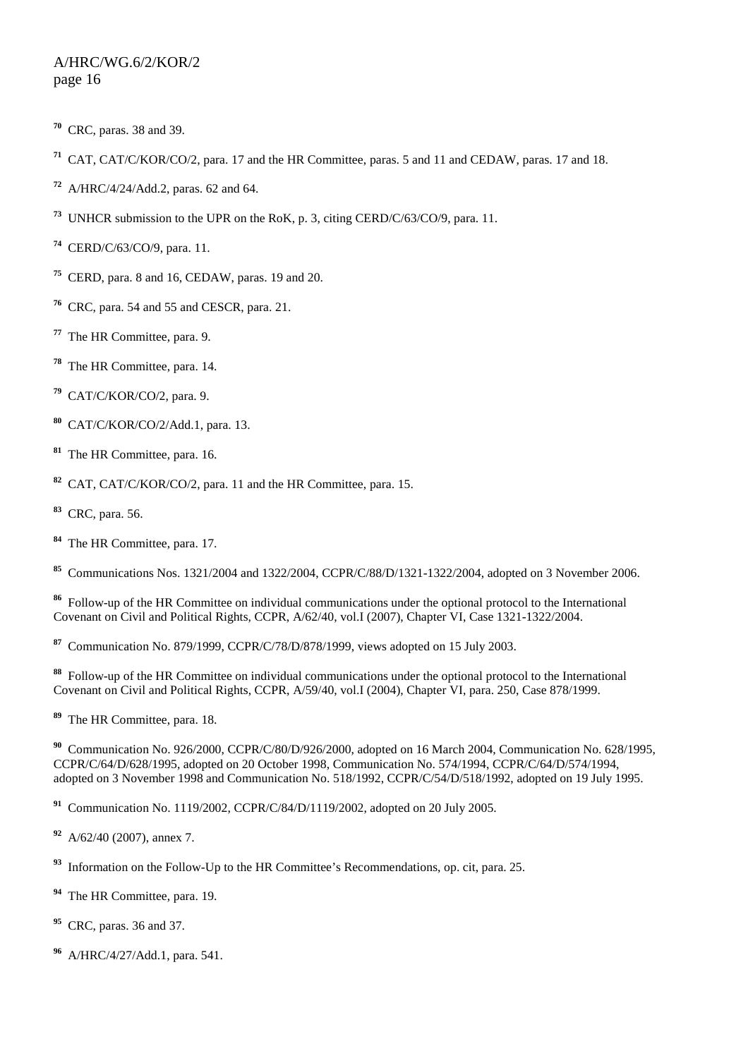[70] CRC, paras. 38 and 39.

[71] CAT, CAT/C/KOR/CO/2, para. 17 and the HR Committee, paras. 5 and 11 and CEDAW, paras. 17 and 18.

[72] A/HRC/4/24/Add.2, paras. 62 and 64.

[73] UNHCR submission to the UPR on the RoK, p. 3, citing CERD/C/63/CO/9, para. 11.

[74] CERD/C/63/CO/9, para. 11.

[75] CERD, para. 8 and 16, CEDAW, paras. 19 and 20.

[76] CRC, para. 54 and 55 and CESCR, para. 21.

[77] The HR Committee, para. 9.

[78] The HR Committee, para. 14.

[79] CAT/C/KOR/CO/2, para. 9.

[80] CAT/C/KOR/CO/2/Add.1, para. 13.

[81] The HR Committee, para. 16.

[82] CAT, CAT/C/KOR/CO/2, para. 11 and the HR Committee, para. 15.

[83] CRC, para. 56.

[84] The HR Committee, para. 17.

[85] Communications Nos. 1321/2004 and 1322/2004, CCPR/C/88/D/1321-1322/2004, adopted on 3 November 2006.

[86] Follow-up of the HR Committee on individual communications under the optional protocol to the International Covenant on Civil and Political Rights, CCPR, A/62/40, vol.I (2007), Chapter VI, Case 1321-1322/2004.

[87] Communication No. 879/1999, CCPR/C/78/D/878/1999, views adopted on 15 July 2003.

[88] Follow-up of the HR Committee on individual communications under the optional protocol to the International Covenant on Civil and Political Rights, CCPR, A/59/40, vol.I (2004), Chapter VI, para. 250, Case 878/1999.

[89] The HR Committee, para. 18.

[90] Communication No. 926/2000, CCPR/C/80/D/926/2000, adopted on 16 March 2004, Communication No. 628/1995, CCPR/C/64/D/628/1995, adopted on 20 October 1998, Communication No. 574/1994, CCPR/C/64/D/574/1994, adopted on 3 November 1998 and Communication No. 518/1992, CCPR/C/54/D/518/1992, adopted on 19 July 1995.

[91] Communication No. 1119/2002, CCPR/C/84/D/1119/2002, adopted on 20 July 2005.

[92] A/62/40 (2007), annex 7.

[93] Information on the Follow-Up to the HR Committee's Recommendations, op. cit, para. 25.

[94] The HR Committee, para. 19.

[95] CRC, paras. 36 and 37.

[96] A/HRC/4/27/Add.1, para. 541.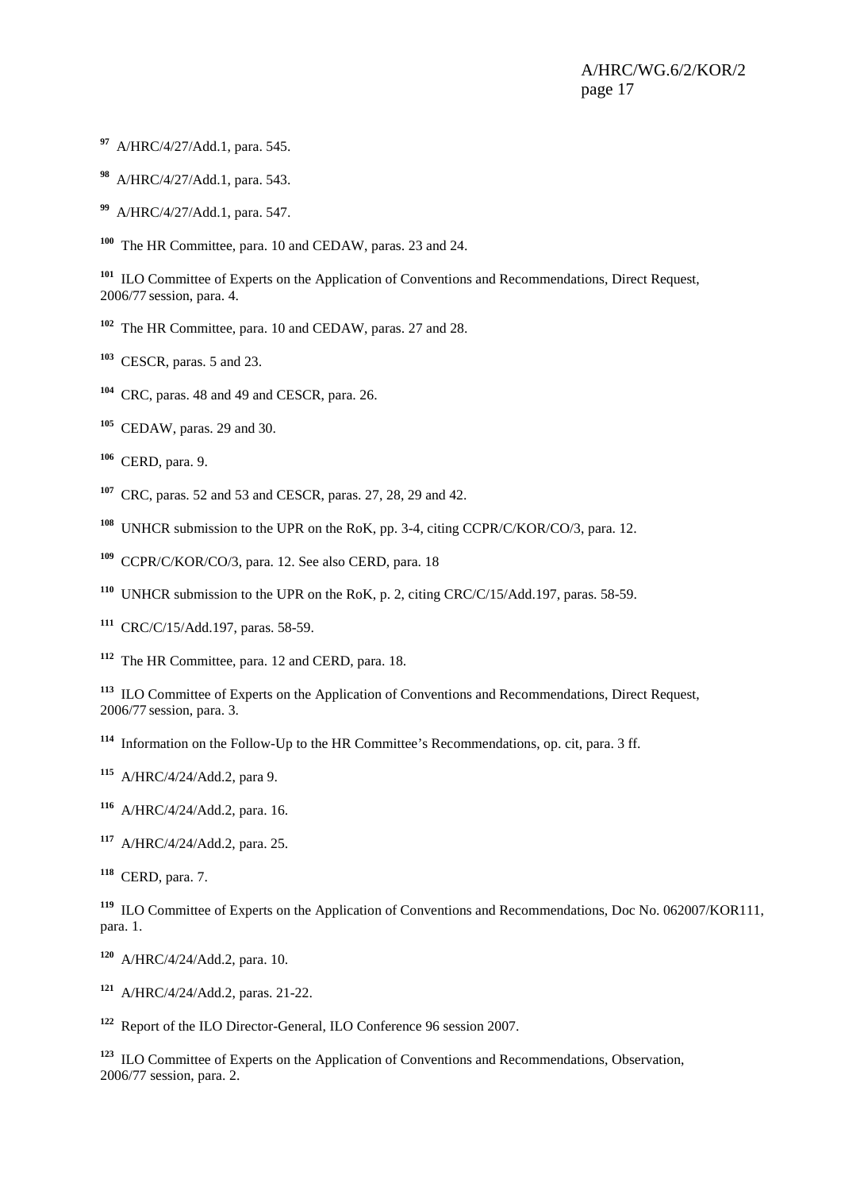[97] A/HRC/4/27/Add.1, para. 545.

[98] A/HRC/4/27/Add.1, para. 543.

[99] A/HRC/4/27/Add.1, para. 547.

[100] The HR Committee, para. 10 and CEDAW, paras. 23 and 24.

[101] ILO Committee of Experts on the Application of Conventions and Recommendations, Direct Request, 2006/77 session, para. 4.

[102] The HR Committee, para. 10 and CEDAW, paras. 27 and 28.

[103] CESCR, paras. 5 and 23.

[104] CRC, paras. 48 and 49 and CESCR, para. 26.

[105] CEDAW, paras. 29 and 30.

[106] CERD, para. 9.

[107] CRC, paras. 52 and 53 and CESCR, paras. 27, 28, 29 and 42.

[108] UNHCR submission to the UPR on the RoK, pp. 3-4, citing CCPR/C/KOR/CO/3, para. 12.

[109] CCPR/C/KOR/CO/3, para. 12. See also CERD, para. 18

[110] UNHCR submission to the UPR on the RoK, p. 2, citing CRC/C/15/Add.197, paras. 58-59.

[111] CRC/C/15/Add.197, paras. 58-59.

[112] The HR Committee, para. 12 and CERD, para. 18.

[113] ILO Committee of Experts on the Application of Conventions and Recommendations, Direct Request, 2006/77 session, para. 3.

[114] Information on the Follow-Up to the HR Committee's Recommendations, op. cit, para. 3 ff.

[115] A/HRC/4/24/Add.2, para 9.

[116] A/HRC/4/24/Add.2, para. 16.

[117] A/HRC/4/24/Add.2, para. 25.

[118] CERD, para. 7.

[119] ILO Committee of Experts on the Application of Conventions and Recommendations, Doc No. 062007/KOR111, para. 1.

[120] A/HRC/4/24/Add.2, para. 10.

[121] A/HRC/4/24/Add.2, paras. 21-22.

[122] Report of the ILO Director-General, ILO Conference 96 session 2007.

[123] ILO Committee of Experts on the Application of Conventions and Recommendations, Observation, 2006/77 session, para. 2.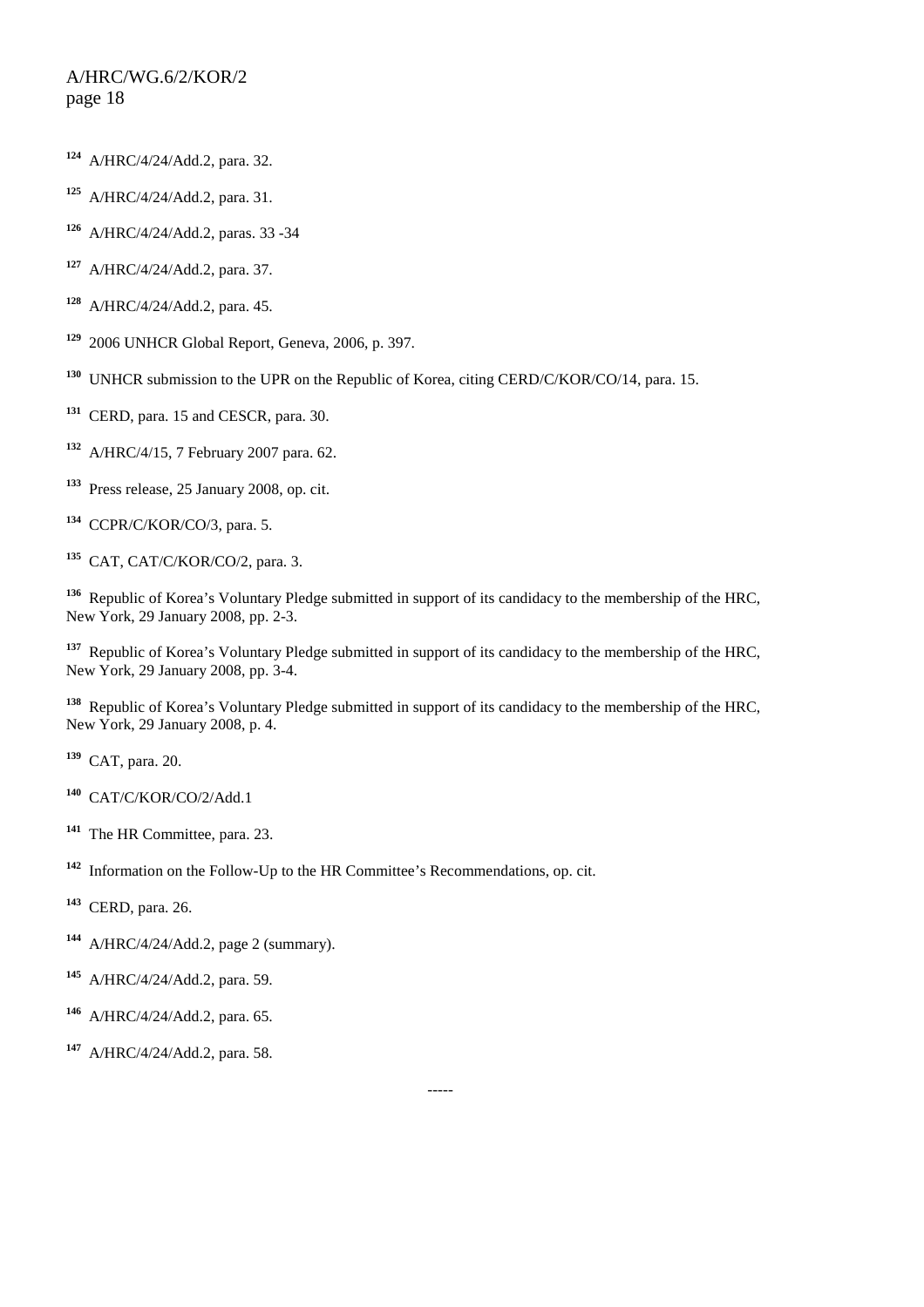[124] A/HRC/4/24/Add.2, para. 32.

[125] A/HRC/4/24/Add.2, para. 31.

[126] A/HRC/4/24/Add.2, paras. 33 -34

[127] A/HRC/4/24/Add.2, para. 37.

[128] A/HRC/4/24/Add.2, para. 45.

[129] 2006 UNHCR Global Report, Geneva, 2006, p. 397.

[130] UNHCR submission to the UPR on the Republic of Korea, citing CERD/C/KOR/CO/14, para. 15.

[131] CERD, para. 15 and CESCR, para. 30.

[132] A/HRC/4/15, 7 February 2007 para. 62.

[133] Press release, 25 January 2008, op. cit.

[134] CCPR/C/KOR/CO/3, para. 5.

[135] CAT, CAT/C/KOR/CO/2, para. 3.

[136] Republic of Korea's Voluntary Pledge submitted in support of its candidacy to the membership of the HRC, New York, 29 January 2008, pp. 2-3.

[137] Republic of Korea's Voluntary Pledge submitted in support of its candidacy to the membership of the HRC, New York, 29 January 2008, pp. 3-4.

[138] Republic of Korea's Voluntary Pledge submitted in support of its candidacy to the membership of the HRC, New York, 29 January 2008, p. 4.

[139] CAT, para. 20.

[140] CAT/C/KOR/CO/2/Add.1

[141] The HR Committee, para. 23.

[142] Information on the Follow-Up to the HR Committee's Recommendations, op. cit.

[143] CERD, para. 26.

[144] A/HRC/4/24/Add.2, page 2 (summary).

[145] A/HRC/4/24/Add.2, para. 59.

[146] A/HRC/4/24/Add.2, para. 65.

[147] A/HRC/4/24/Add.2, para. 58.

-----